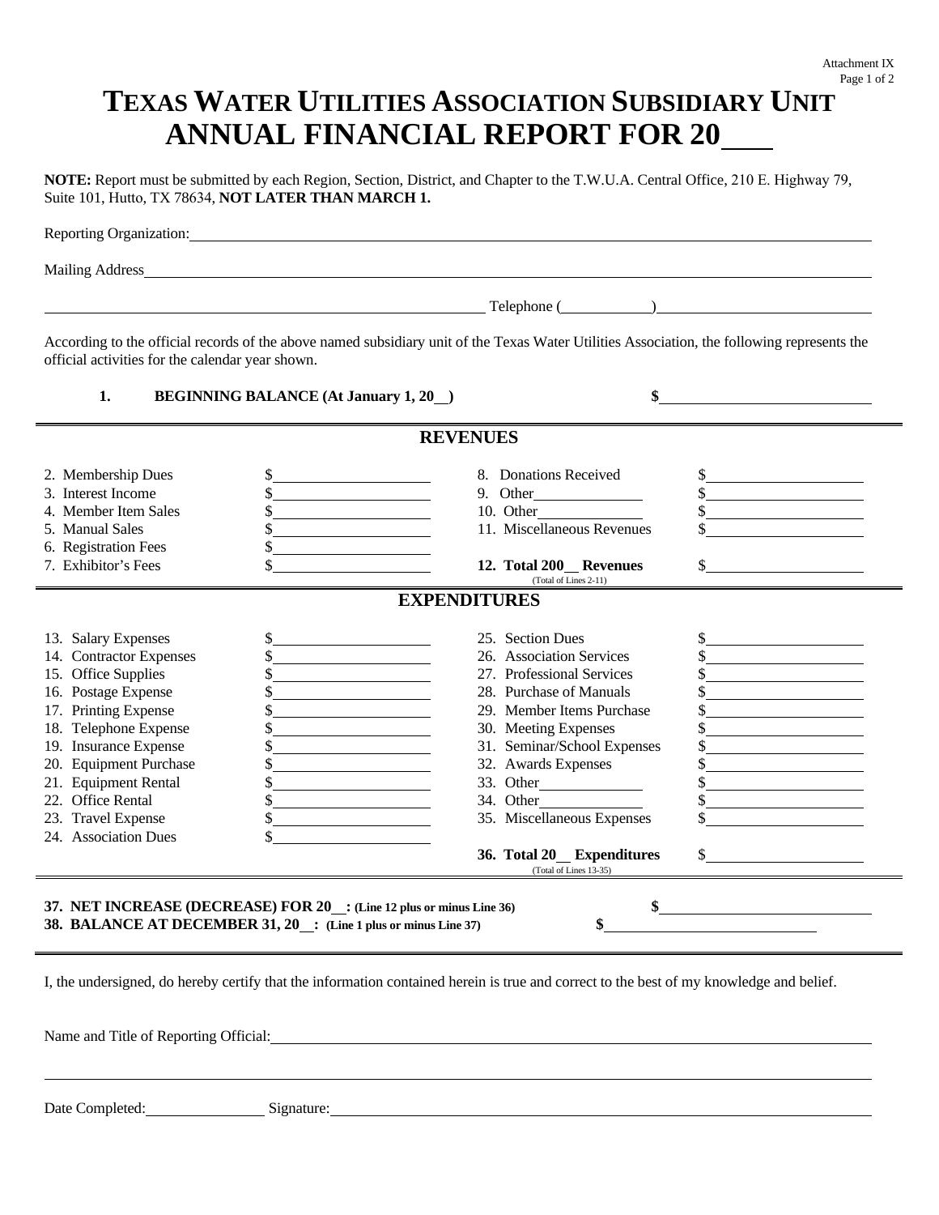Attachment IX

# TEXAS WATER UTILITIES ASSOCIATION SUBSIDIARY UNIT
# ANNUAL FINANCIAL REPORT FOR 20\_\_\_

**NOTE:** Report must be submitted by each Region, Section, District, and Chapter to the T.W.U.A. Central Office, 210 E. Highway 79, Suite 101, Hutto, TX 78634, **NOT LATER THAN MARCH 1.**

Reporting Organization: \_\_\_\_\_\_\_\_\_\_\_\_\_\_\_\_\_\_\_\_\_\_\_\_\_\_\_\_\_\_\_\_\_\_\_\_\_\_\_\_

Mailing Address \_\_\_\_\_\_\_\_\_\_\_\_\_\_\_\_\_\_\_\_\_\_\_\_\_\_\_\_\_\_\_\_\_\_\_\_\_\_\_\_

\_\_\_\_\_\_\_\_\_\_\_\_\_\_\_\_\_\_\_\_\_\_\_\_\_\_\_\_\_\_ Telephone (\_\_\_\_\_\_\_\_)\_\_\_\_\_\_\_\_\_\_\_\_\_\_\_\_\_\_

According to the official records of the above named subsidiary unit of the Texas Water Utilities Association, the following represents the official activities for the calendar year shown.

**1. BEGINNING BALANCE (At January 1, 20\_\_)** **$**\_\_\_\_\_\_\_\_\_\_\_\_\_\_\_\_\_\_\_\_

## REVENUES

| | | | |
|---|---|---|---|
| 2. Membership Dues | $ | 8. Donations Received | $ |
| 3. Interest Income | $ | 9. Other\_\_\_\_\_\_\_\_\_\_ | $ |
| 4. Member Item Sales | $ | 10. Other\_\_\_\_\_\_\_\_\_\_ | $ |
| 5. Manual Sales | $ | 11. Miscellaneous Revenues | $ |
| 6. Registration Fees | $ | | |
| 7. Exhibitor's Fees | $ | **12. Total 200\_\_ Revenues** (Total of Lines 2-11) | $ |

## EXPENDITURES

| | | | |
|---|---|---|---|
| 13. Salary Expenses | $ | 25. Section Dues | $ |
| 14. Contractor Expenses | $ | 26. Association Services | $ |
| 15. Office Supplies | $ | 27. Professional Services | $ |
| 16. Postage Expense | $ | 28. Purchase of Manuals | $ |
| 17. Printing Expense | $ | 29. Member Items Purchase | $ |
| 18. Telephone Expense | $ | 30. Meeting Expenses | $ |
| 19. Insurance Expense | $ | 31. Seminar/School Expenses | $ |
| 20. Equipment Purchase | $ | 32. Awards Expenses | $ |
| 21. Equipment Rental | $ | 33. Other\_\_\_\_\_\_\_\_\_\_ | $ |
| 22. Office Rental | $ | 34. Other\_\_\_\_\_\_\_\_\_\_ | $ |
| 23. Travel Expense | $ | 35. Miscellaneous Expenses | $ |
| 24. Association Dues | $ | | |
| | | **36. Total 20\_\_ Expenditures** (Total of Lines 13-35) | $ |

**37. NET INCREASE (DECREASE) FOR 20\_\_: (Line 12 plus or minus Line 36)** **$**\_\_\_\_\_\_\_\_\_\_\_\_\_\_\_\_\_\_\_\_

**38. BALANCE AT DECEMBER 31, 20\_\_: (Line 1 plus or minus Line 37)** **$**\_\_\_\_\_\_\_\_\_\_\_\_\_\_\_\_\_\_\_\_

I, the undersigned, do hereby certify that the information contained herein is true and correct to the best of my knowledge and belief.

Name and Title of Reporting Official: \_\_\_\_\_\_\_\_\_\_\_\_\_\_\_\_\_\_\_\_\_\_\_\_\_\_\_\_\_\_\_\_\_\_\_\_\_\_\_\_

\_\_\_\_\_\_\_\_\_\_\_\_\_\_\_\_\_\_\_\_\_\_\_\_\_\_\_\_\_\_\_\_\_\_\_\_\_\_\_\_\_\_\_\_\_\_\_\_\_\_\_\_\_\_\_\_\_\_\_\_\_\_\_\_\_\_

Date Completed: \_\_\_\_\_\_\_\_\_\_\_\_\_\_ Signature: \_\_\_\_\_\_\_\_\_\_\_\_\_\_\_\_\_\_\_\_\_\_\_\_\_\_\_\_\_\_\_\_\_\_\_\_\_\_\_\_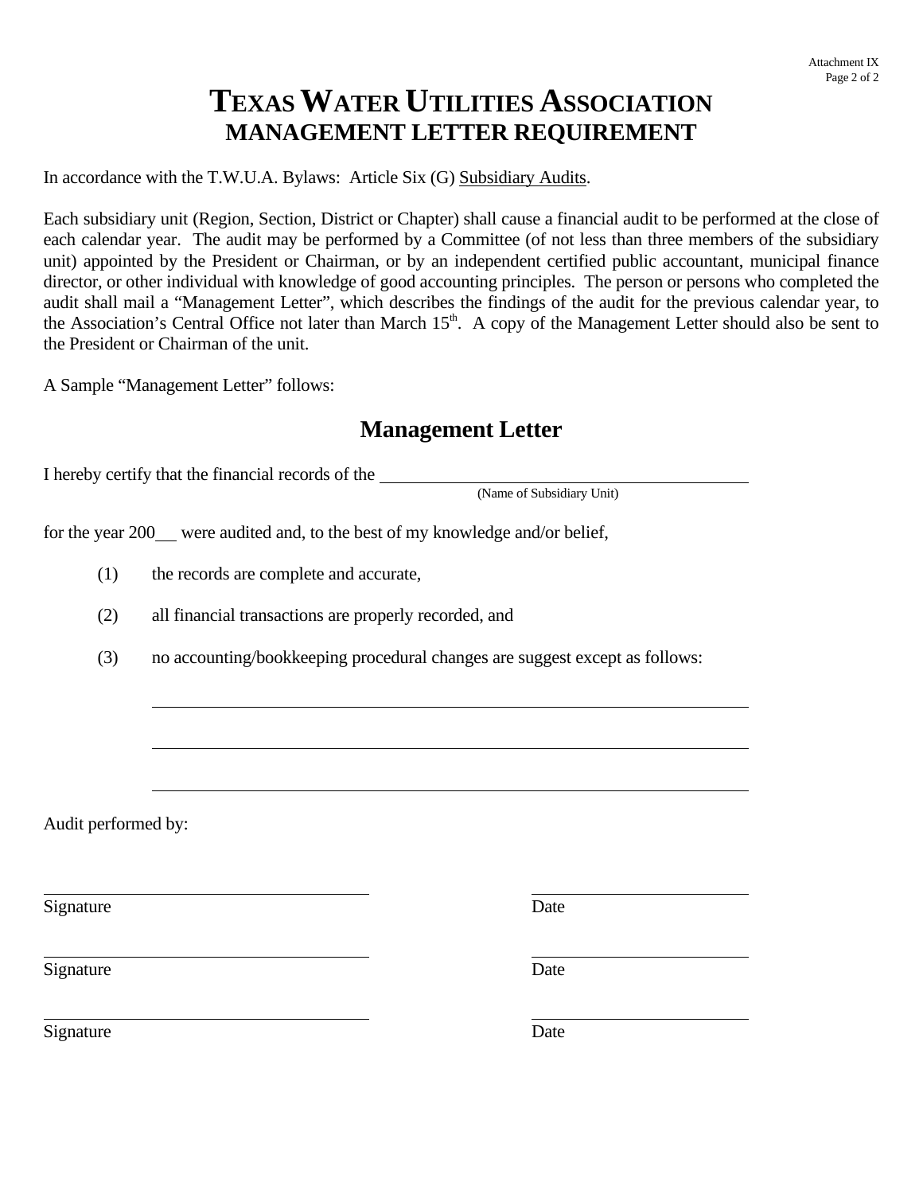# TEXAS WATER UTILITIES ASSOCIATION
## MANAGEMENT LETTER REQUIREMENT

In accordance with the T.W.U.A. Bylaws: Article Six (G) Subsidiary Audits.

Each subsidiary unit (Region, Section, District or Chapter) shall cause a financial audit to be performed at the close of each calendar year. The audit may be performed by a Committee (of not less than three members of the subsidiary unit) appointed by the President or Chairman, or by an independent certified public accountant, municipal finance director, or other individual with knowledge of good accounting principles. The person or persons who completed the audit shall mail a "Management Letter", which describes the findings of the audit for the previous calendar year, to the Association's Central Office not later than March 15th. A copy of the Management Letter should also be sent to the President or Chairman of the unit.

A Sample "Management Letter" follows:

## Management Letter

I hereby certify that the financial records of the ____________________________________________
(Name of Subsidiary Unit)

for the year 200___ were audited and, to the best of my knowledge and/or belief,

(1) the records are complete and accurate,

(2) all financial transactions are properly recorded, and

(3) no accounting/bookkeeping procedural changes are suggest except as follows:

____________________________________________________________________

____________________________________________________________________

____________________________________________________________________

Audit performed by:

______________________________ ______________________
Signature Date

______________________________ ______________________
Signature Date

______________________________ ______________________
Signature Date